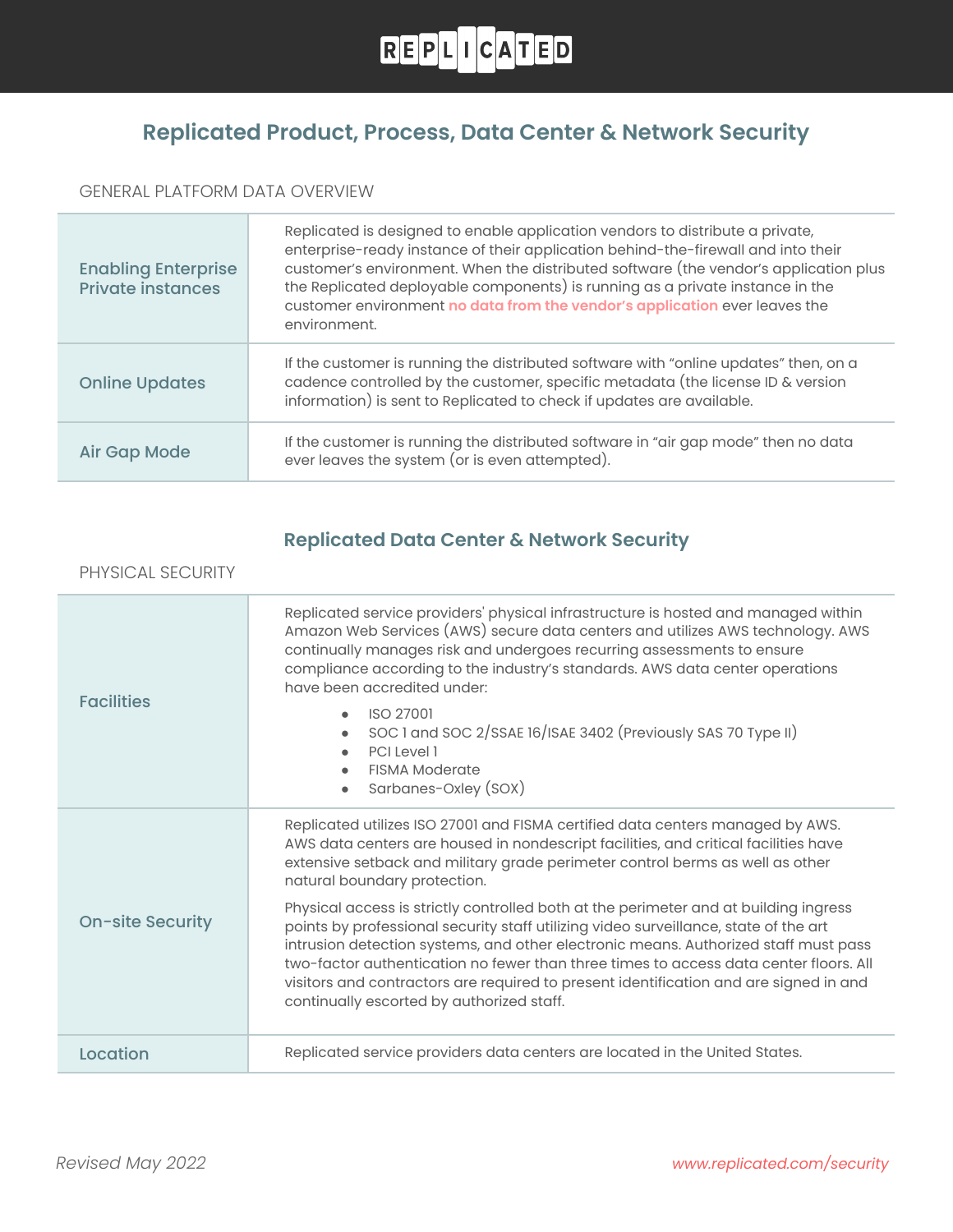# Replicated Product, Process, Data Center & Network Security

GENERAL PLATFORM DATA OVERVIEW

| | |
|---|---|
| **Enabling Enterprise Private instances** | Replicated is designed to enable application vendors to distribute a private, enterprise-ready instance of their application behind-the-firewall and into their customer's environment. When the distributed software (the vendor's application plus the Replicated deployable components) is running as a private instance in the customer environment **no data from the vendor's application** ever leaves the environment. |
| **Online Updates** | If the customer is running the distributed software with "online updates" then, on a cadence controlled by the customer, specific metadata (the license ID & version information) is sent to Replicated to check if updates are available. |
| **Air Gap Mode** | If the customer is running the distributed software in "air gap mode" then no data ever leaves the system (or is even attempted). |

## Replicated Data Center & Network Security

PHYSICAL SECURITY

| | |
|---|---|
| **Facilities** | Replicated service providers' physical infrastructure is hosted and managed within Amazon Web Services (AWS) secure data centers and utilizes AWS technology. AWS continually manages risk and undergoes recurring assessments to ensure compliance according to the industry's standards. AWS data center operations have been accredited under:<br>• ISO 27001<br>• SOC 1 and SOC 2/SSAE 16/ISAE 3402 (Previously SAS 70 Type II)<br>• PCI Level 1<br>• FISMA Moderate<br>• Sarbanes-Oxley (SOX) |
| **On-site Security** | Replicated utilizes ISO 27001 and FISMA certified data centers managed by AWS. AWS data centers are housed in nondescript facilities, and critical facilities have extensive setback and military grade perimeter control berms as well as other natural boundary protection.<br><br>Physical access is strictly controlled both at the perimeter and at building ingress points by professional security staff utilizing video surveillance, state of the art intrusion detection systems, and other electronic means. Authorized staff must pass two-factor authentication no fewer than three times to access data center floors. All visitors and contractors are required to present identification and are signed in and continually escorted by authorized staff. |
| **Location** | Replicated service providers data centers are located in the United States. |

*Revised May 2022*

www.replicated.com/security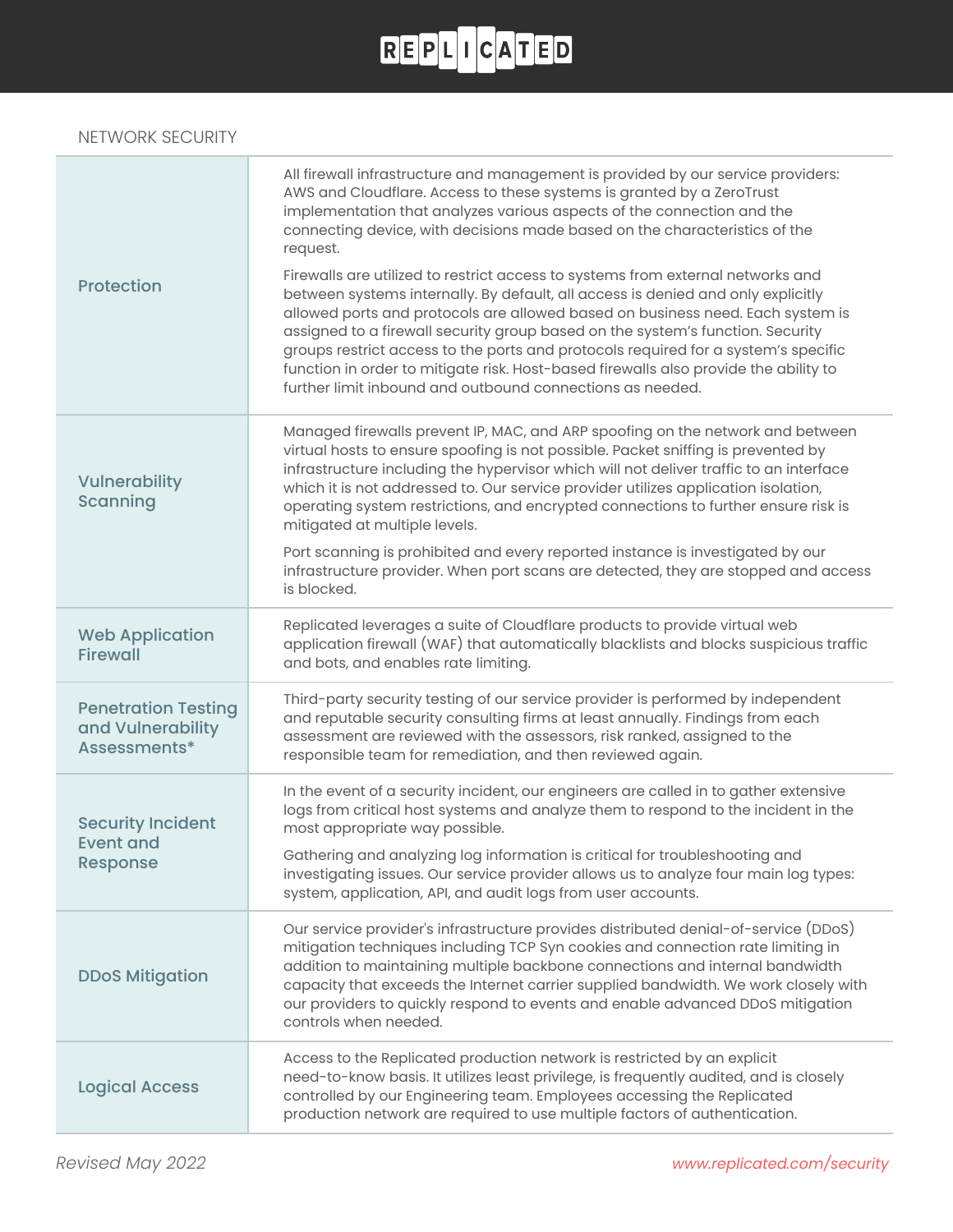## NETWORK SECURITY

| | |
|---|---|
| **Protection** | All firewall infrastructure and management is provided by our service providers: AWS and Cloudflare. Access to these systems is granted by a ZeroTrust implementation that analyzes various aspects of the connection and the connecting device, with decisions made based on the characteristics of the request.<br><br>Firewalls are utilized to restrict access to systems from external networks and between systems internally. By default, all access is denied and only explicitly allowed ports and protocols are allowed based on business need. Each system is assigned to a firewall security group based on the system's function. Security groups restrict access to the ports and protocols required for a system's specific function in order to mitigate risk. Host-based firewalls also provide the ability to further limit inbound and outbound connections as needed. |
| **Vulnerability Scanning** | Managed firewalls prevent IP, MAC, and ARP spoofing on the network and between virtual hosts to ensure spoofing is not possible. Packet sniffing is prevented by infrastructure including the hypervisor which will not deliver traffic to an interface which it is not addressed to. Our service provider utilizes application isolation, operating system restrictions, and encrypted connections to further ensure risk is mitigated at multiple levels.<br><br>Port scanning is prohibited and every reported instance is investigated by our infrastructure provider. When port scans are detected, they are stopped and access is blocked. |
| **Web Application Firewall** | Replicated leverages a suite of Cloudflare products to provide virtual web application firewall (WAF) that automatically blacklists and blocks suspicious traffic and bots, and enables rate limiting. |
| **Penetration Testing and Vulnerability Assessments*** | Third-party security testing of our service provider is performed by independent and reputable security consulting firms at least annually. Findings from each assessment are reviewed with the assessors, risk ranked, assigned to the responsible team for remediation, and then reviewed again. |
| **Security Incident Event and Response** | In the event of a security incident, our engineers are called in to gather extensive logs from critical host systems and analyze them to respond to the incident in the most appropriate way possible.<br><br>Gathering and analyzing log information is critical for troubleshooting and investigating issues. Our service provider allows us to analyze four main log types: system, application, API, and audit logs from user accounts. |
| **DDoS Mitigation** | Our service provider's infrastructure provides distributed denial-of-service (DDoS) mitigation techniques including TCP Syn cookies and connection rate limiting in addition to maintaining multiple backbone connections and internal bandwidth capacity that exceeds the Internet carrier supplied bandwidth. We work closely with our providers to quickly respond to events and enable advanced DDoS mitigation controls when needed. |
| **Logical Access** | Access to the Replicated production network is restricted by an explicit need-to-know basis. It utilizes least privilege, is frequently audited, and is closely controlled by our Engineering team. Employees accessing the Replicated production network are required to use multiple factors of authentication. |

*Revised May 2022*

*www.replicated.com/security*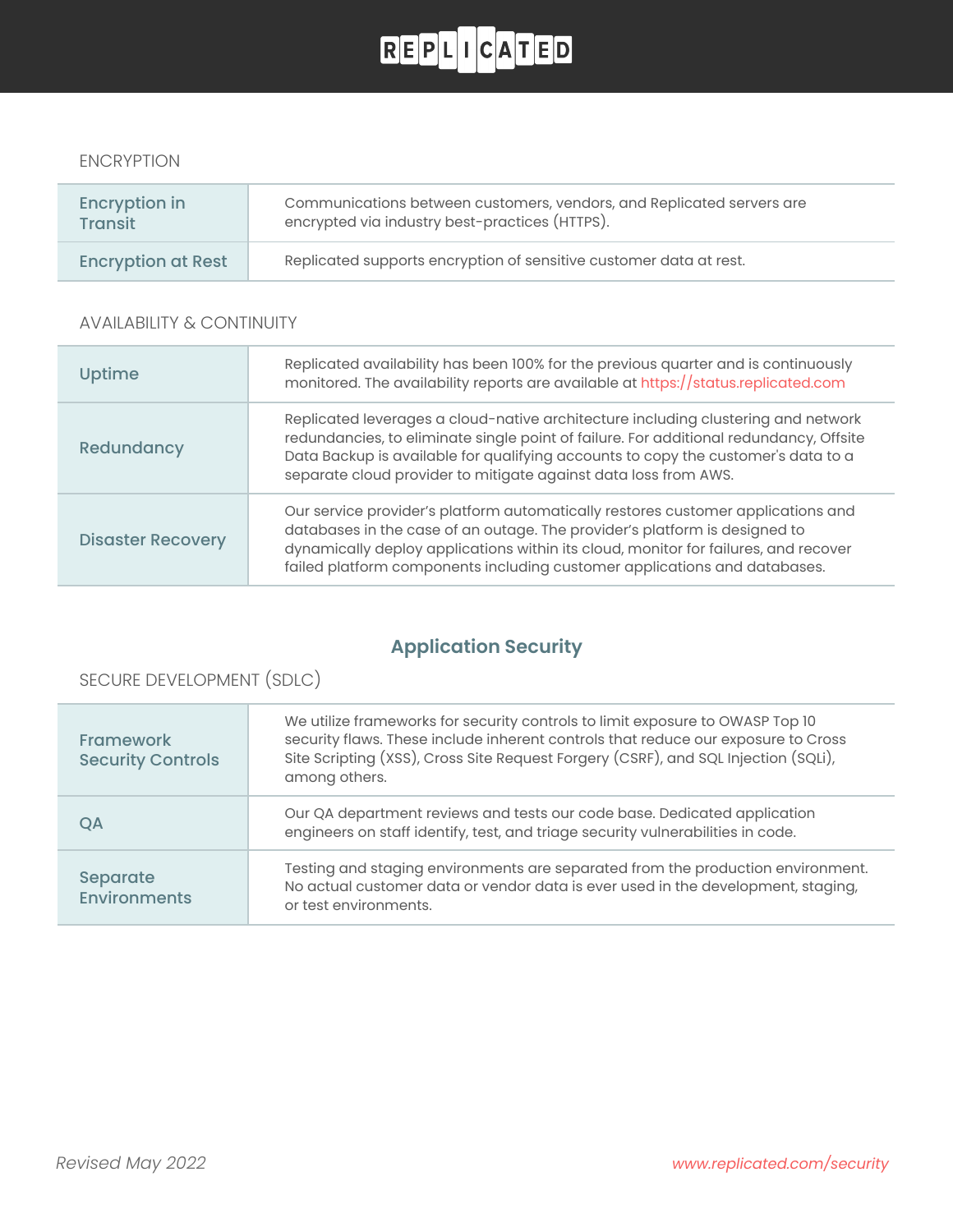ENCRYPTION

| | |
|---|---|
| **Encryption in Transit** | Communications between customers, vendors, and Replicated servers are encrypted via industry best-practices (HTTPS). |
| **Encryption at Rest** | Replicated supports encryption of sensitive customer data at rest. |

AVAILABILITY & CONTINUITY

| | |
|---|---|
| **Uptime** | Replicated availability has been 100% for the previous quarter and is continuously monitored. The availability reports are available at https://status.replicated.com |
| **Redundancy** | Replicated leverages a cloud-native architecture including clustering and network redundancies, to eliminate single point of failure. For additional redundancy, Offsite Data Backup is available for qualifying accounts to copy the customer's data to a separate cloud provider to mitigate against data loss from AWS. |
| **Disaster Recovery** | Our service provider's platform automatically restores customer applications and databases in the case of an outage. The provider's platform is designed to dynamically deploy applications within its cloud, monitor for failures, and recover failed platform components including customer applications and databases. |

## Application Security

SECURE DEVELOPMENT (SDLC)

| | |
|---|---|
| **Framework Security Controls** | We utilize frameworks for security controls to limit exposure to OWASP Top 10 security flaws. These include inherent controls that reduce our exposure to Cross Site Scripting (XSS), Cross Site Request Forgery (CSRF), and SQL Injection (SQLi), among others. |
| **QA** | Our QA department reviews and tests our code base. Dedicated application engineers on staff identify, test, and triage security vulnerabilities in code. |
| **Separate Environments** | Testing and staging environments are separated from the production environment. No actual customer data or vendor data is ever used in the development, staging, or test environments. |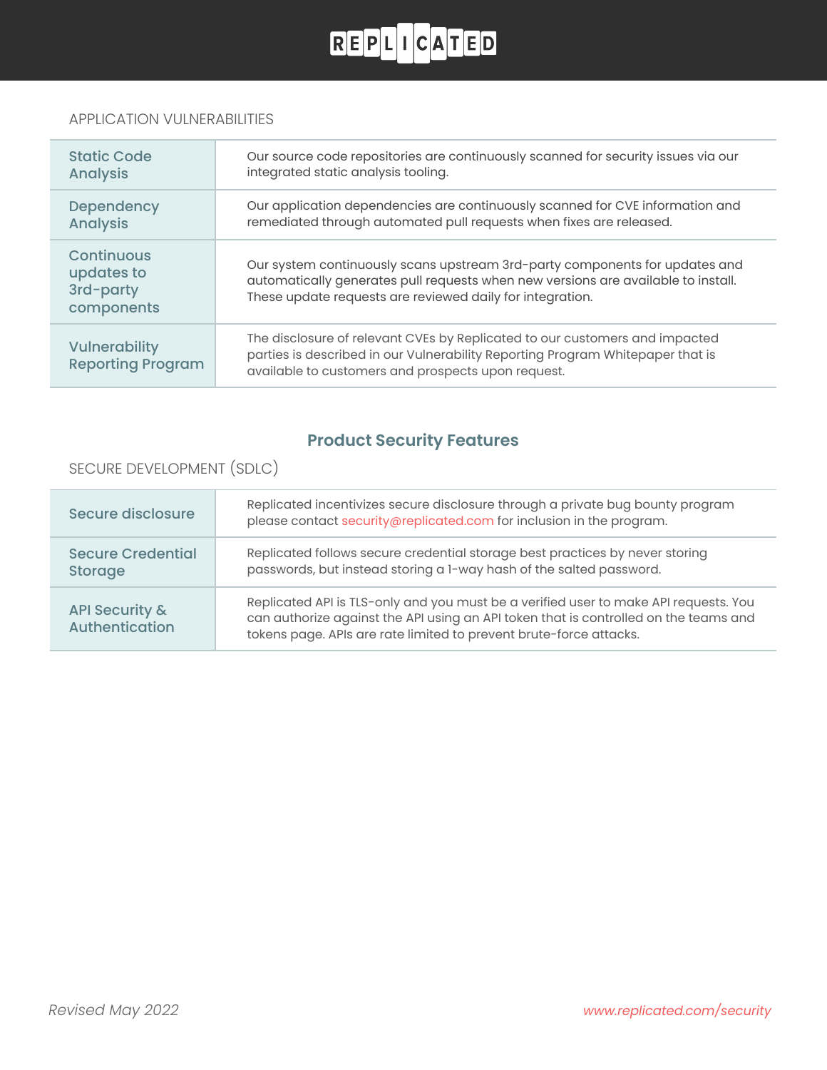APPLICATION VULNERABILITIES

| | |
|---|---|
| Static Code Analysis | Our source code repositories are continuously scanned for security issues via our integrated static analysis tooling. |
| Dependency Analysis | Our application dependencies are continuously scanned for CVE information and remediated through automated pull requests when fixes are released. |
| Continuous updates to 3rd-party components | Our system continuously scans upstream 3rd-party components for updates and automatically generates pull requests when new versions are available to install. These update requests are reviewed daily for integration. |
| Vulnerability Reporting Program | The disclosure of relevant CVEs by Replicated to our customers and impacted parties is described in our Vulnerability Reporting Program Whitepaper that is available to customers and prospects upon request. |

## Product Security Features

SECURE DEVELOPMENT (SDLC)

| | |
|---|---|
| Secure disclosure | Replicated incentivizes secure disclosure through a private bug bounty program please contact security@replicated.com for inclusion in the program. |
| Secure Credential Storage | Replicated follows secure credential storage best practices by never storing passwords, but instead storing a 1-way hash of the salted password. |
| API Security & Authentication | Replicated API is TLS-only and you must be a verified user to make API requests. You can authorize against the API using an API token that is controlled on the teams and tokens page. APIs are rate limited to prevent brute-force attacks. |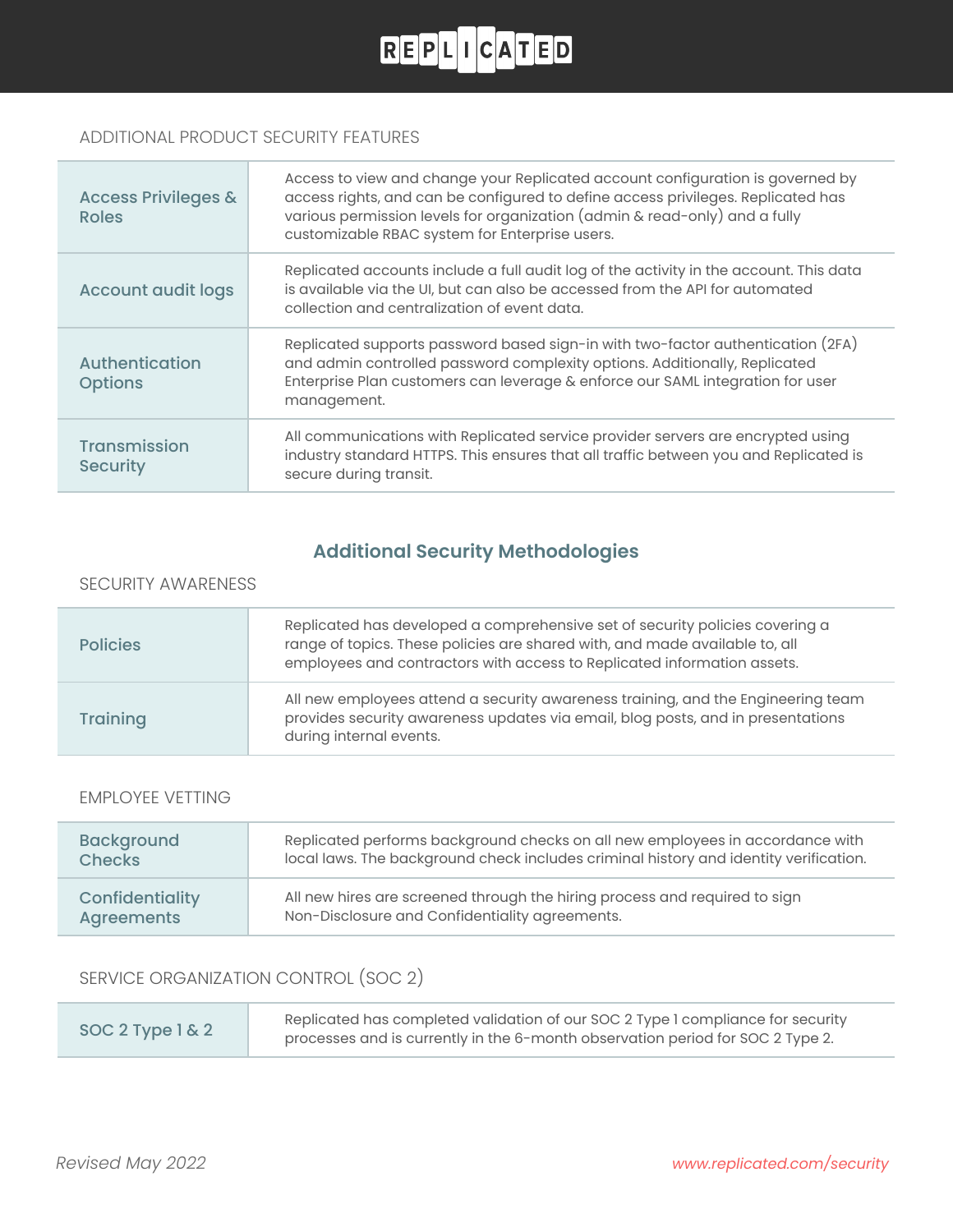## ADDITIONAL PRODUCT SECURITY FEATURES

| | |
|---|---|
| **Access Privileges & Roles** | Access to view and change your Replicated account configuration is governed by access rights, and can be configured to define access privileges. Replicated has various permission levels for organization (admin & read-only) and a fully customizable RBAC system for Enterprise users. |
| **Account audit logs** | Replicated accounts include a full audit log of the activity in the account. This data is available via the UI, but can also be accessed from the API for automated collection and centralization of event data. |
| **Authentication Options** | Replicated supports password based sign-in with two-factor authentication (2FA) and admin controlled password complexity options. Additionally, Replicated Enterprise Plan customers can leverage & enforce our SAML integration for user management. |
| **Transmission Security** | All communications with Replicated service provider servers are encrypted using industry standard HTTPS. This ensures that all traffic between you and Replicated is secure during transit. |

# Additional Security Methodologies

## SECURITY AWARENESS

| | |
|---|---|
| **Policies** | Replicated has developed a comprehensive set of security policies covering a range of topics. These policies are shared with, and made available to, all employees and contractors with access to Replicated information assets. |
| **Training** | All new employees attend a security awareness training, and the Engineering team provides security awareness updates via email, blog posts, and in presentations during internal events. |

## EMPLOYEE VETTING

| | |
|---|---|
| **Background Checks** | Replicated performs background checks on all new employees in accordance with local laws. The background check includes criminal history and identity verification. |
| **Confidentiality Agreements** | All new hires are screened through the hiring process and required to sign Non-Disclosure and Confidentiality agreements. |

## SERVICE ORGANIZATION CONTROL (SOC 2)

| | |
|---|---|
| **SOC 2 Type 1 & 2** | Replicated has completed validation of our SOC 2 Type 1 compliance for security processes and is currently in the 6-month observation period for SOC 2 Type 2. |

*Revised May 2022*

*www.replicated.com/security*